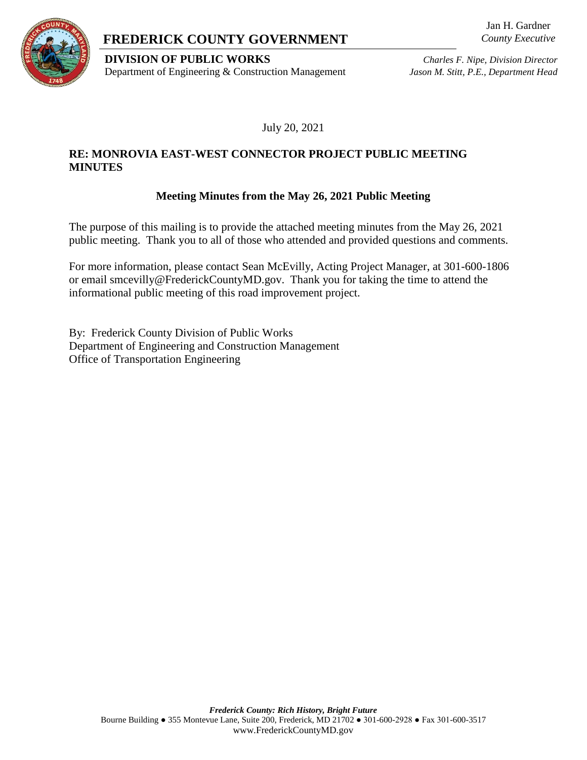# FREDERICK COUNTY GOVERNMENT

Jan H. Gardner
*County Executive*

**DIVISION OF PUBLIC WORKS**
Department of Engineering & Construction Management

*Charles F. Nipe, Division Director*
*Jason M. Stitt, P.E., Department Head*

July 20, 2021

**RE: MONROVIA EAST-WEST CONNECTOR PROJECT PUBLIC MEETING MINUTES**

**Meeting Minutes from the May 26, 2021 Public Meeting**

The purpose of this mailing is to provide the attached meeting minutes from the May 26, 2021 public meeting. Thank you to all of those who attended and provided questions and comments.

For more information, please contact Sean McEvilly, Acting Project Manager, at 301-600-1806 or email smcevilly@FrederickCountyMD.gov. Thank you for taking the time to attend the informational public meeting of this road improvement project.

By: Frederick County Division of Public Works
Department of Engineering and Construction Management
Office of Transportation Engineering

***Frederick County: Rich History, Bright Future***
Bourne Building ● 355 Montevue Lane, Suite 200, Frederick, MD 21702 ● 301-600-2928 ● Fax 301-600-3517
www.FrederickCountyMD.gov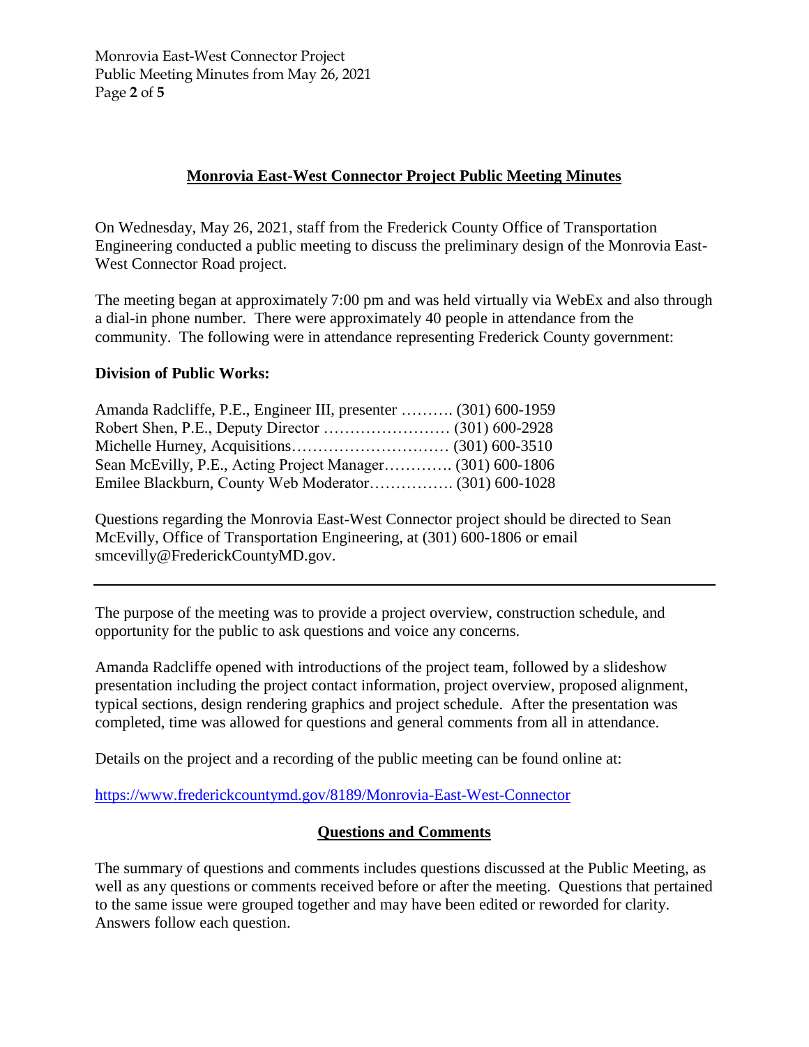## Monrovia East-West Connector Project Public Meeting Minutes

On Wednesday, May 26, 2021, staff from the Frederick County Office of Transportation Engineering conducted a public meeting to discuss the preliminary design of the Monrovia East-West Connector Road project.

The meeting began at approximately 7:00 pm and was held virtually via WebEx and also through a dial-in phone number. There were approximately 40 people in attendance from the community. The following were in attendance representing Frederick County government:

**Division of Public Works:**

Amanda Radcliffe, P.E., Engineer III, presenter ………. (301) 600-1959
Robert Shen, P.E., Deputy Director …………………… (301) 600-2928
Michelle Hurney, Acquisitions………………………… (301) 600-3510
Sean McEvilly, P.E., Acting Project Manager…………. (301) 600-1806
Emilee Blackburn, County Web Moderator……………. (301) 600-1028

Questions regarding the Monrovia East-West Connector project should be directed to Sean McEvilly, Office of Transportation Engineering, at (301) 600-1806 or email smcevilly@FrederickCountyMD.gov.

---

The purpose of the meeting was to provide a project overview, construction schedule, and opportunity for the public to ask questions and voice any concerns.

Amanda Radcliffe opened with introductions of the project team, followed by a slideshow presentation including the project contact information, project overview, proposed alignment, typical sections, design rendering graphics and project schedule. After the presentation was completed, time was allowed for questions and general comments from all in attendance.

Details on the project and a recording of the public meeting can be found online at:

https://www.frederickcountymd.gov/8189/Monrovia-East-West-Connector

## Questions and Comments

The summary of questions and comments includes questions discussed at the Public Meeting, as well as any questions or comments received before or after the meeting. Questions that pertained to the same issue were grouped together and may have been edited or reworded for clarity. Answers follow each question.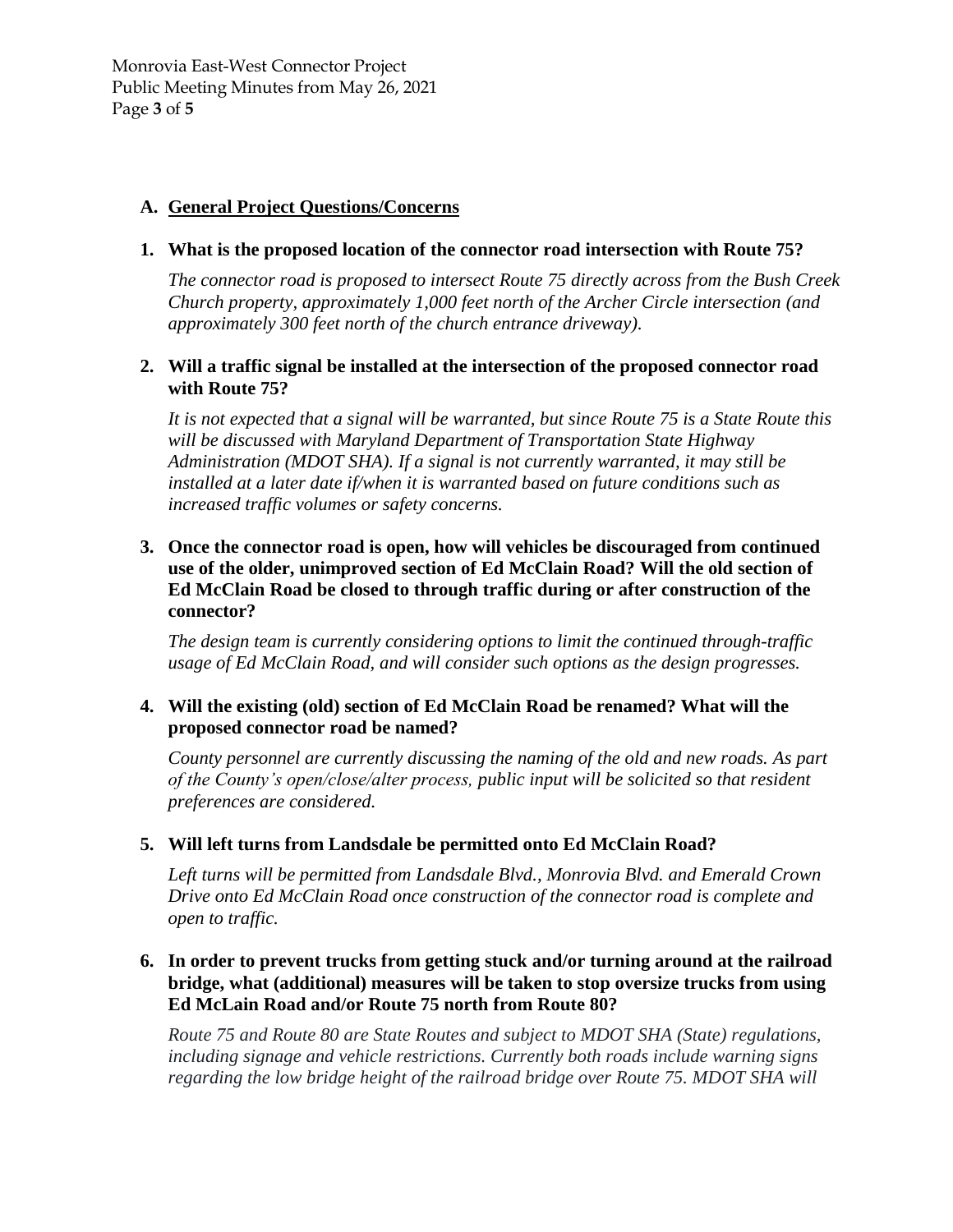## A. General Project Questions/Concerns

**1. What is the proposed location of the connector road intersection with Route 75?**

*The connector road is proposed to intersect Route 75 directly across from the Bush Creek Church property, approximately 1,000 feet north of the Archer Circle intersection (and approximately 300 feet north of the church entrance driveway).*

**2. Will a traffic signal be installed at the intersection of the proposed connector road with Route 75?**

*It is not expected that a signal will be warranted, but since Route 75 is a State Route this will be discussed with Maryland Department of Transportation State Highway Administration (MDOT SHA). If a signal is not currently warranted, it may still be installed at a later date if/when it is warranted based on future conditions such as increased traffic volumes or safety concerns.*

**3. Once the connector road is open, how will vehicles be discouraged from continued use of the older, unimproved section of Ed McClain Road? Will the old section of Ed McClain Road be closed to through traffic during or after construction of the connector?**

*The design team is currently considering options to limit the continued through-traffic usage of Ed McClain Road, and will consider such options as the design progresses.*

**4. Will the existing (old) section of Ed McClain Road be renamed? What will the proposed connector road be named?**

*County personnel are currently discussing the naming of the old and new roads. As part of the County's open/close/alter process, public input will be solicited so that resident preferences are considered.*

**5. Will left turns from Landsdale be permitted onto Ed McClain Road?**

*Left turns will be permitted from Landsdale Blvd., Monrovia Blvd. and Emerald Crown Drive onto Ed McClain Road once construction of the connector road is complete and open to traffic.*

**6. In order to prevent trucks from getting stuck and/or turning around at the railroad bridge, what (additional) measures will be taken to stop oversize trucks from using Ed McLain Road and/or Route 75 north from Route 80?**

*Route 75 and Route 80 are State Routes and subject to MDOT SHA (State) regulations, including signage and vehicle restrictions. Currently both roads include warning signs regarding the low bridge height of the railroad bridge over Route 75. MDOT SHA will*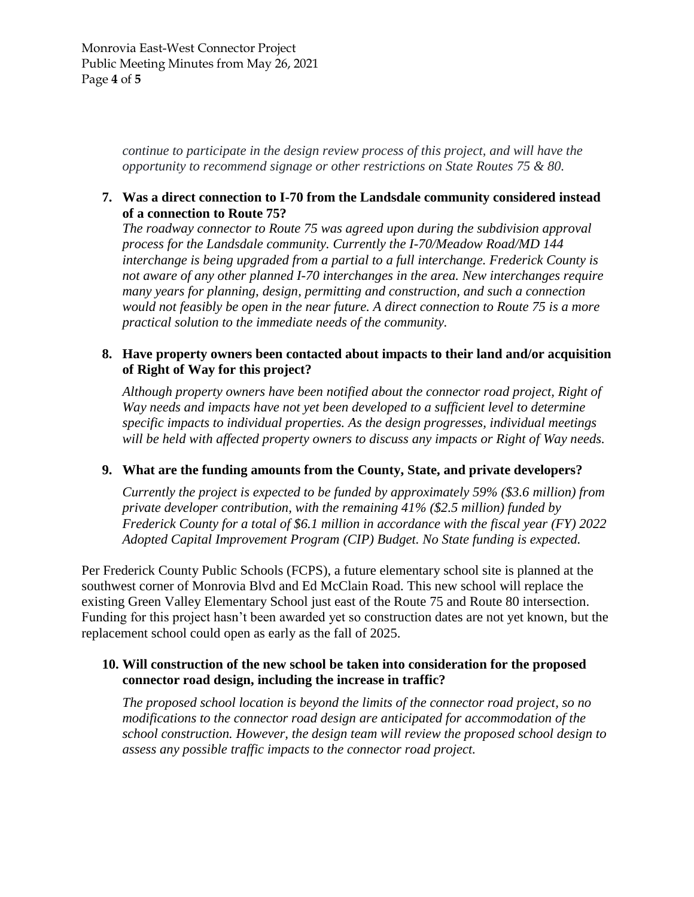*continue to participate in the design review process of this project, and will have the opportunity to recommend signage or other restrictions on State Routes 75 & 80.*

7. **Was a direct connection to I-70 from the Landsdale community considered instead of a connection to Route 75?**

   *The roadway connector to Route 75 was agreed upon during the subdivision approval process for the Landsdale community. Currently the I-70/Meadow Road/MD 144 interchange is being upgraded from a partial to a full interchange. Frederick County is not aware of any other planned I-70 interchanges in the area. New interchanges require many years for planning, design, permitting and construction, and such a connection would not feasibly be open in the near future. A direct connection to Route 75 is a more practical solution to the immediate needs of the community.*

8. **Have property owners been contacted about impacts to their land and/or acquisition of Right of Way for this project?**

   *Although property owners have been notified about the connector road project, Right of Way needs and impacts have not yet been developed to a sufficient level to determine specific impacts to individual properties. As the design progresses, individual meetings will be held with affected property owners to discuss any impacts or Right of Way needs.*

9. **What are the funding amounts from the County, State, and private developers?**

   *Currently the project is expected to be funded by approximately 59% ($3.6 million) from private developer contribution, with the remaining 41% ($2.5 million) funded by Frederick County for a total of $6.1 million in accordance with the fiscal year (FY) 2022 Adopted Capital Improvement Program (CIP) Budget. No State funding is expected.*

Per Frederick County Public Schools (FCPS), a future elementary school site is planned at the southwest corner of Monrovia Blvd and Ed McClain Road. This new school will replace the existing Green Valley Elementary School just east of the Route 75 and Route 80 intersection. Funding for this project hasn't been awarded yet so construction dates are not yet known, but the replacement school could open as early as the fall of 2025.

10. **Will construction of the new school be taken into consideration for the proposed connector road design, including the increase in traffic?**

    *The proposed school location is beyond the limits of the connector road project, so no modifications to the connector road design are anticipated for accommodation of the school construction. However, the design team will review the proposed school design to assess any possible traffic impacts to the connector road project.*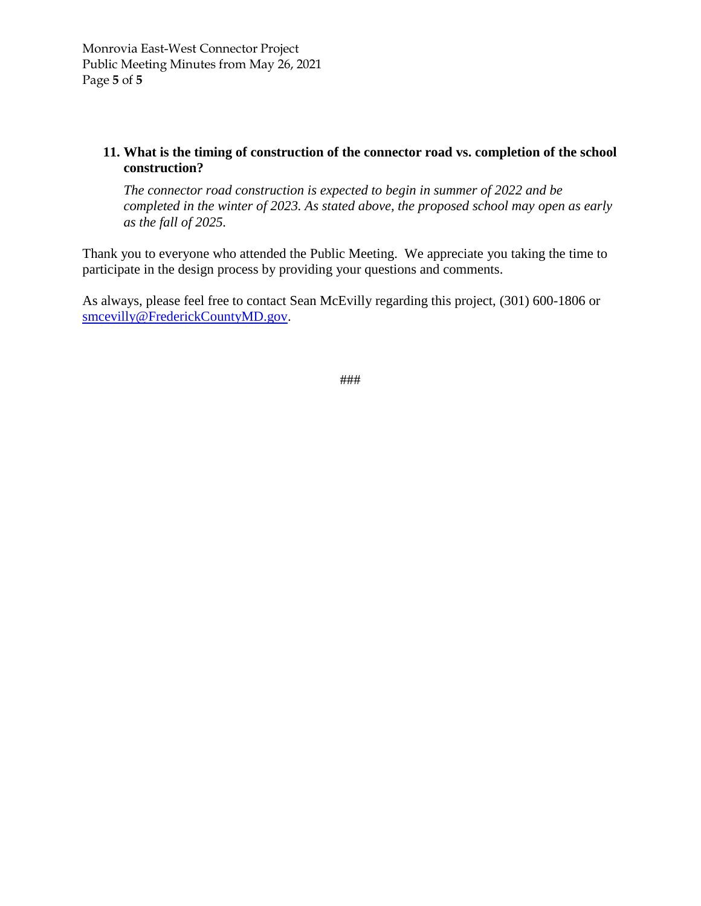**11. What is the timing of construction of the connector road vs. completion of the school construction?**

*The connector road construction is expected to begin in summer of 2022 and be completed in the winter of 2023. As stated above, the proposed school may open as early as the fall of 2025.*

Thank you to everyone who attended the Public Meeting. We appreciate you taking the time to participate in the design process by providing your questions and comments.

As always, please feel free to contact Sean McEvilly regarding this project, (301) 600-1806 or [smcevilly@FrederickCountyMD.gov](mailto:smcevilly@FrederickCountyMD.gov).

###